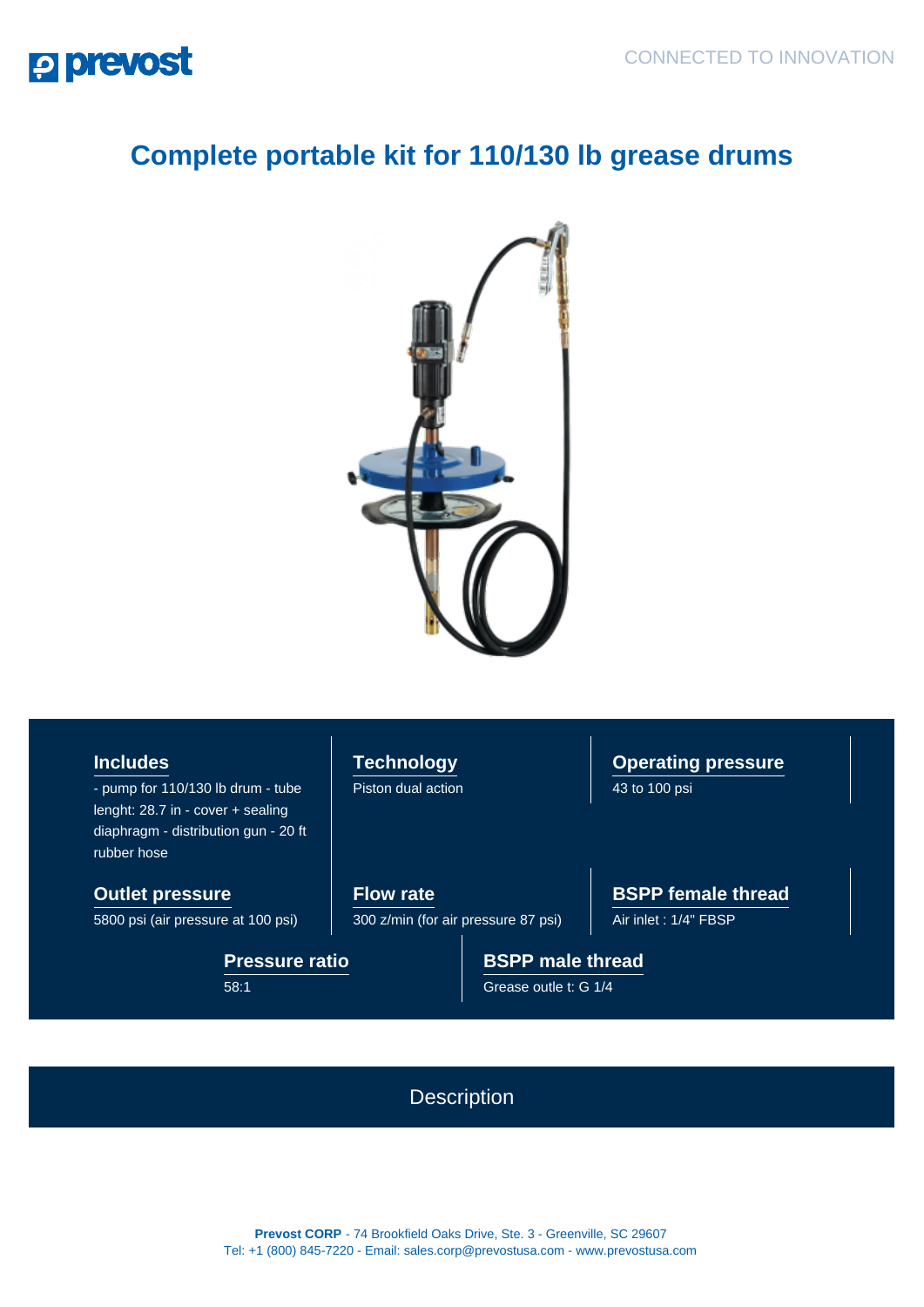# Complete portable kit for 110/130 lb grease drums

### Includes

- pump for 110/130 lb drum - tube lenght: 28.7 in - cover + sealing diaphragm - distribution gun - 20 ft rubber hose

### Technology

Piston dual action

### Operating pressure

43 to 100 psi

### Outlet pressure

5800 psi (air pressure at 100 psi)

### Flow rate

300 z/min (for air pressure 87 psi)

### BSPP female thread

Air inlet : 1/4" FBSP

### Pressure ratio

58:1

### BSPP male thread

Grease outle t: G 1/4

## Description

**Prevost CORP** - 74 Brookfield Oaks Drive, Ste. 3 - Greenville, SC 29607
Tel: +1 (800) 845-7220 - Email: sales.corp@prevostusa.com - www.prevostusa.com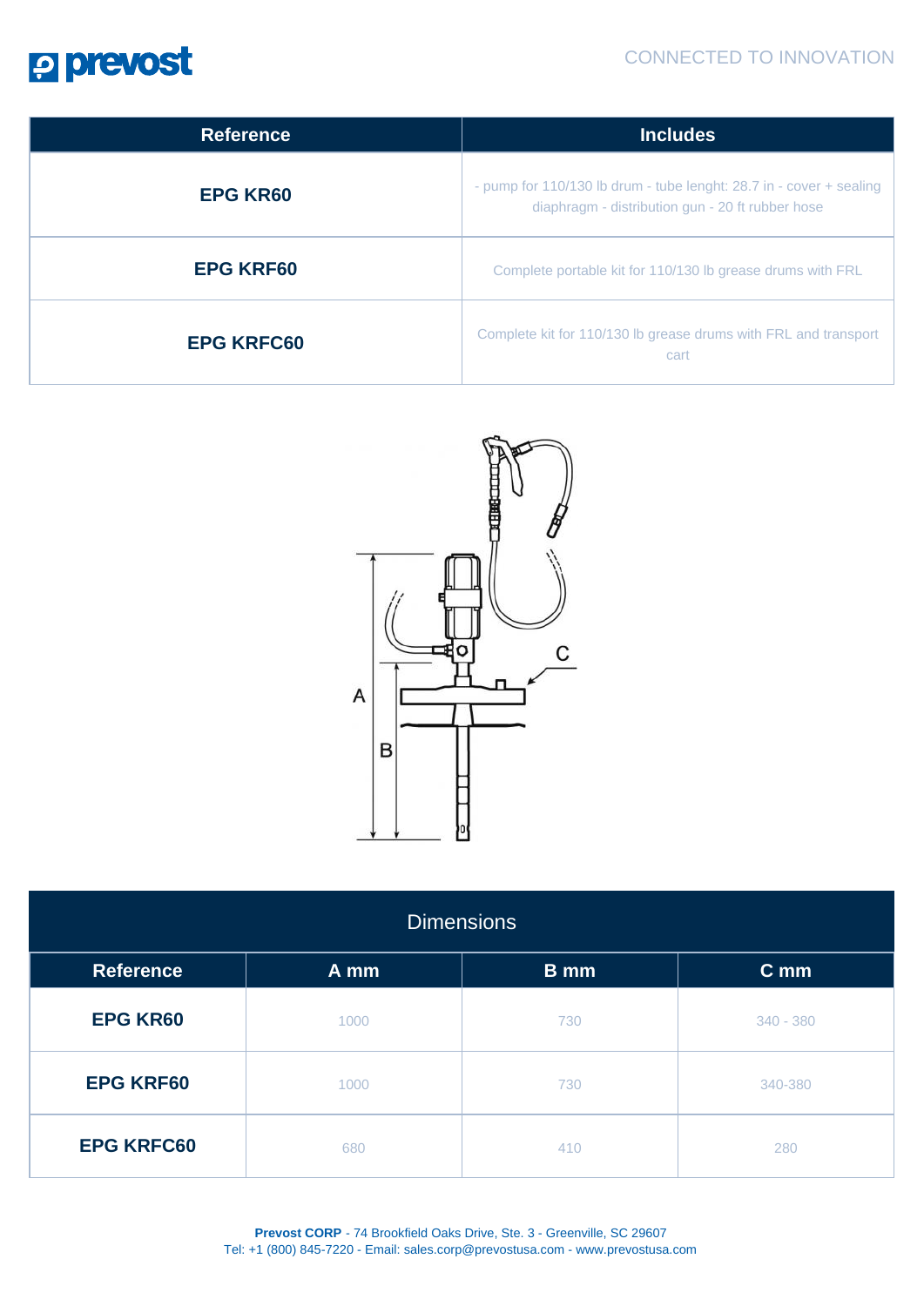| Reference | Includes |
| --- | --- |
| **EPG KR60** | - pump for 110/130 lb drum - tube lenght: 28.7 in - cover + sealing diaphragm - distribution gun - 20 ft rubber hose |
| **EPG KRF60** | Complete portable kit for 110/130 lb grease drums with FRL |
| **EPG KRFC60** | Complete kit for 110/130 lb grease drums with FRL and transport cart |

A

B

C

| Dimensions | | | |
| --- | --- | --- | --- |
| **Reference** | **A mm** | **B mm** | **C mm** |
| **EPG KR60** | 1000 | 730 | 340 - 380 |
| **EPG KRF60** | 1000 | 730 | 340-380 |
| **EPG KRFC60** | 680 | 410 | 280 |

**Prevost CORP** - 74 Brookfield Oaks Drive, Ste. 3 - Greenville, SC 29607
Tel: +1 (800) 845-7220 - Email: sales.corp@prevostusa.com - www.prevostusa.com